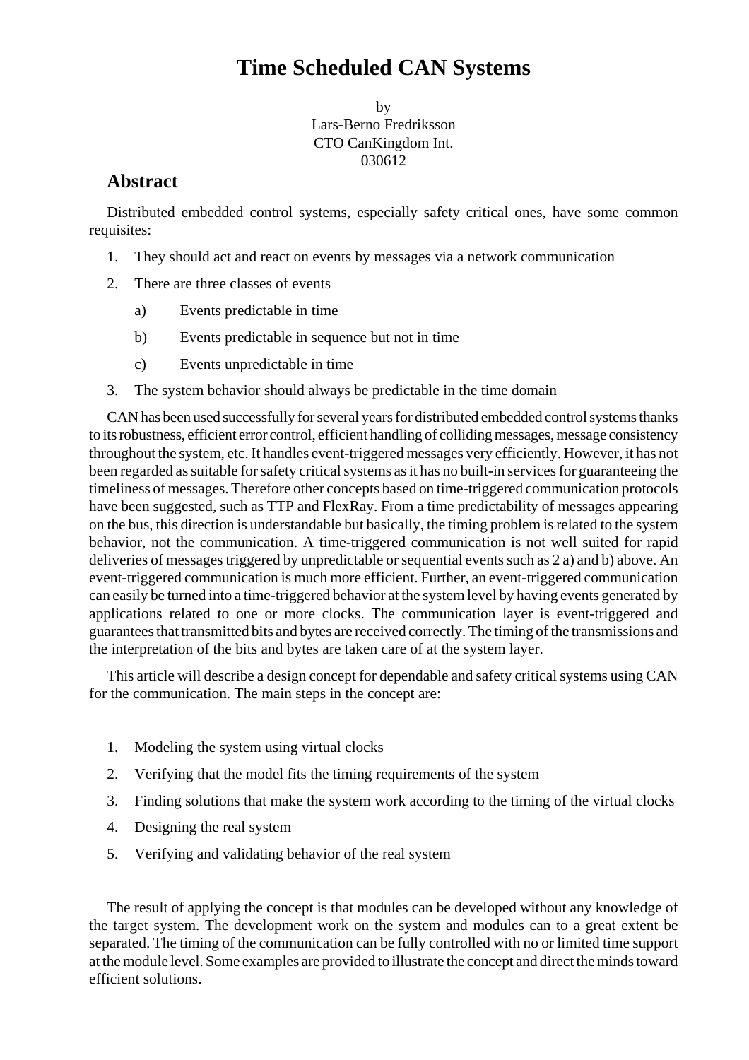# Time Scheduled CAN Systems

by
Lars-Berno Fredriksson
CTO CanKingdom Int.
030612

## Abstract

Distributed embedded control systems, especially safety critical ones, have some common requisites:

1. They should act and react on events by messages via a network communication
2. There are three classes of events
   a) Events predictable in time
   b) Events predictable in sequence but not in time
   c) Events unpredictable in time
3. The system behavior should always be predictable in the time domain

CAN has been used successfully for several years for distributed embedded control systems thanks to its robustness, efficient error control, efficient handling of colliding messages, message consistency throughout the system, etc. It handles event-triggered messages very efficiently. However, it has not been regarded as suitable for safety critical systems as it has no built-in services for guaranteeing the timeliness of messages. Therefore other concepts based on time-triggered communication protocols have been suggested, such as TTP and FlexRay. From a time predictability of messages appearing on the bus, this direction is understandable but basically, the timing problem is related to the system behavior, not the communication. A time-triggered communication is not well suited for rapid deliveries of messages triggered by unpredictable or sequential events such as 2 a) and b) above. An event-triggered communication is much more efficient. Further, an event-triggered communication can easily be turned into a time-triggered behavior at the system level by having events generated by applications related to one or more clocks. The communication layer is event-triggered and guarantees that transmitted bits and bytes are received correctly. The timing of the transmissions and the interpretation of the bits and bytes are taken care of at the system layer.

This article will describe a design concept for dependable and safety critical systems using CAN for the communication. The main steps in the concept are:

1. Modeling the system using virtual clocks
2. Verifying that the model fits the timing requirements of the system
3. Finding solutions that make the system work according to the timing of the virtual clocks
4. Designing the real system
5. Verifying and validating behavior of the real system

The result of applying the concept is that modules can be developed without any knowledge of the target system. The development work on the system and modules can to a great extent be separated. The timing of the communication can be fully controlled with no or limited time support at the module level. Some examples are provided to illustrate the concept and direct the minds toward efficient solutions.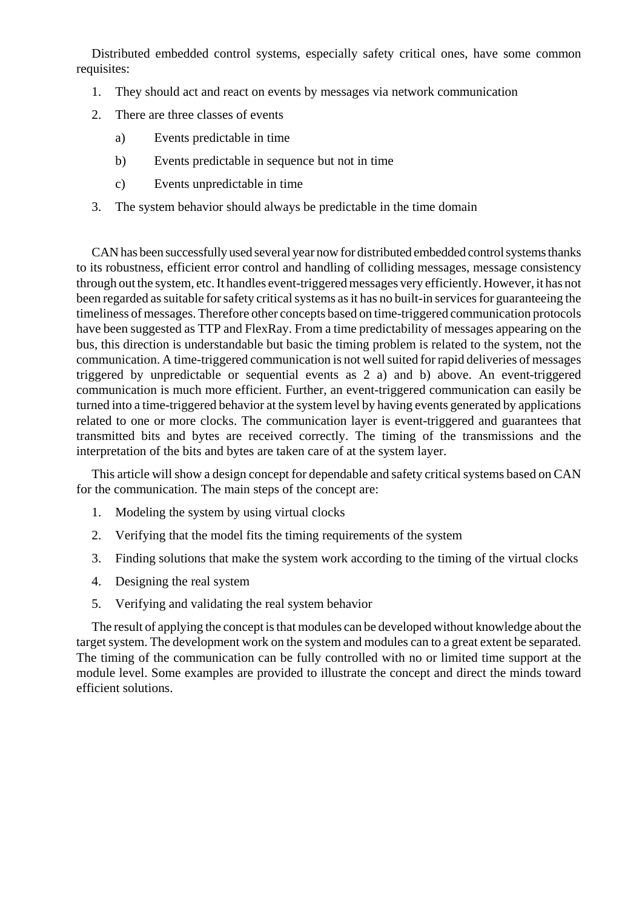Distributed embedded control systems, especially safety critical ones, have some common requisites:

1. They should act and react on events by messages via network communication
2. There are three classes of events
   a) Events predictable in time
   b) Events predictable in sequence but not in time
   c) Events unpredictable in time
3. The system behavior should always be predictable in the time domain

CAN has been successfully used several year now for distributed embedded control systems thanks to its robustness, efficient error control and handling of colliding messages, message consistency through out the system, etc. It handles event-triggered messages very efficiently. However, it has not been regarded as suitable for safety critical systems as it has no built-in services for guaranteeing the timeliness of messages. Therefore other concepts based on time-triggered communication protocols have been suggested as TTP and FlexRay. From a time predictability of messages appearing on the bus, this direction is understandable but basic the timing problem is related to the system, not the communication. A time-triggered communication is not well suited for rapid deliveries of messages triggered by unpredictable or sequential events as 2 a) and b) above. An event-triggered communication is much more efficient. Further, an event-triggered communication can easily be turned into a time-triggered behavior at the system level by having events generated by applications related to one or more clocks. The communication layer is event-triggered and guarantees that transmitted bits and bytes are received correctly. The timing of the transmissions and the interpretation of the bits and bytes are taken care of at the system layer.

This article will show a design concept for dependable and safety critical systems based on CAN for the communication. The main steps of the concept are:

1. Modeling the system by using virtual clocks
2. Verifying that the model fits the timing requirements of the system
3. Finding solutions that make the system work according to the timing of the virtual clocks
4. Designing the real system
5. Verifying and validating the real system behavior

The result of applying the concept is that modules can be developed without knowledge about the target system. The development work on the system and modules can to a great extent be separated. The timing of the communication can be fully controlled with no or limited time support at the module level. Some examples are provided to illustrate the concept and direct the minds toward efficient solutions.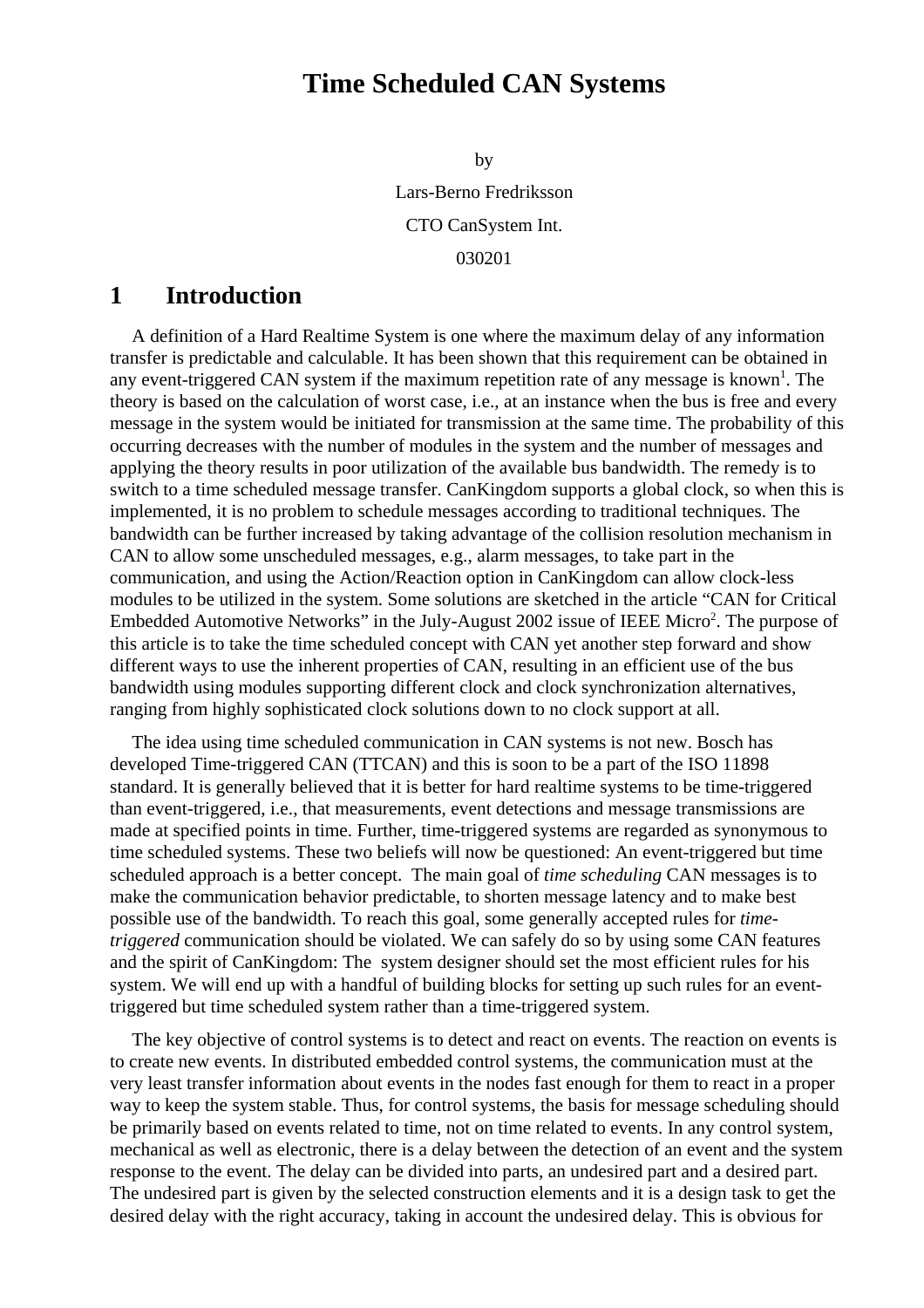# Time Scheduled CAN Systems

by

Lars-Berno Fredriksson

CTO CanSystem Int.

030201

## 1 Introduction

A definition of a Hard Realtime System is one where the maximum delay of any information transfer is predictable and calculable. It has been shown that this requirement can be obtained in any event-triggered CAN system if the maximum repetition rate of any message is known[1]. The theory is based on the calculation of worst case, i.e., at an instance when the bus is free and every message in the system would be initiated for transmission at the same time. The probability of this occurring decreases with the number of modules in the system and the number of messages and applying the theory results in poor utilization of the available bus bandwidth. The remedy is to switch to a time scheduled message transfer. CanKingdom supports a global clock, so when this is implemented, it is no problem to schedule messages according to traditional techniques. The bandwidth can be further increased by taking advantage of the collision resolution mechanism in CAN to allow some unscheduled messages, e.g., alarm messages, to take part in the communication, and using the Action/Reaction option in CanKingdom can allow clock-less modules to be utilized in the system. Some solutions are sketched in the article "CAN for Critical Embedded Automotive Networks" in the July-August 2002 issue of IEEE Micro[2]. The purpose of this article is to take the time scheduled concept with CAN yet another step forward and show different ways to use the inherent properties of CAN, resulting in an efficient use of the bus bandwidth using modules supporting different clock and clock synchronization alternatives, ranging from highly sophisticated clock solutions down to no clock support at all.

The idea using time scheduled communication in CAN systems is not new. Bosch has developed Time-triggered CAN (TTCAN) and this is soon to be a part of the ISO 11898 standard. It is generally believed that it is better for hard realtime systems to be time-triggered than event-triggered, i.e., that measurements, event detections and message transmissions are made at specified points in time. Further, time-triggered systems are regarded as synonymous to time scheduled systems. These two beliefs will now be questioned: An event-triggered but time scheduled approach is a better concept. The main goal of *time scheduling* CAN messages is to make the communication behavior predictable, to shorten message latency and to make best possible use of the bandwidth. To reach this goal, some generally accepted rules for *time-triggered* communication should be violated. We can safely do so by using some CAN features and the spirit of CanKingdom: The system designer should set the most efficient rules for his system. We will end up with a handful of building blocks for setting up such rules for an event-triggered but time scheduled system rather than a time-triggered system.

The key objective of control systems is to detect and react on events. The reaction on events is to create new events. In distributed embedded control systems, the communication must at the very least transfer information about events in the nodes fast enough for them to react in a proper way to keep the system stable. Thus, for control systems, the basis for message scheduling should be primarily based on events related to time, not on time related to events. In any control system, mechanical as well as electronic, there is a delay between the detection of an event and the system response to the event. The delay can be divided into parts, an undesired part and a desired part. The undesired part is given by the selected construction elements and it is a design task to get the desired delay with the right accuracy, taking in account the undesired delay. This is obvious for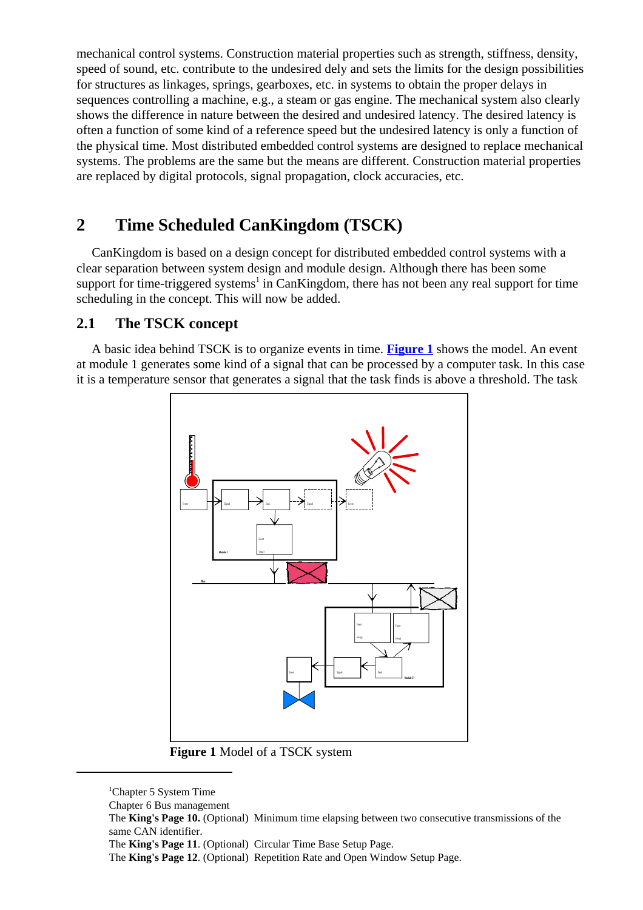mechanical control systems. Construction material properties such as strength, stiffness, density, speed of sound, etc. contribute to the undesired dely and sets the limits for the design possibilities for structures as linkages, springs, gearboxes, etc. in systems to obtain the proper delays in sequences controlling a machine, e.g., a steam or gas engine. The mechanical system also clearly shows the difference in nature between the desired and undesired latency. The desired latency is often a function of some kind of a reference speed but the undesired latency is only a function of the physical time. Most distributed embedded control systems are designed to replace mechanical systems. The problems are the same but the means are different. Construction material properties are replaced by digital protocols, signal propagation, clock accuracies, etc.

# 2 Time Scheduled CanKingdom (TSCK)

CanKingdom is based on a design concept for distributed embedded control systems with a clear separation between system design and module design. Although there has been some support for time-triggered systems[1] in CanKingdom, there has not been any real support for time scheduling in the concept. This will now be added.

## 2.1 The TSCK concept

A basic idea behind TSCK is to organize events in time. **Figure 1** shows the model. An event at module 1 generates some kind of a signal that can be processed by a computer task. In this case it is a temperature sensor that generates a signal that the task finds is above a threshold. The task

**Figure 1** Model of a TSCK system

[1]Chapter 5 System Time
Chapter 6 Bus management
The **King's Page 10.** (Optional) Minimum time elapsing between two consecutive transmissions of the same CAN identifier.
The **King's Page 11**. (Optional) Circular Time Base Setup Page.
The **King's Page 12**. (Optional) Repetition Rate and Open Window Setup Page.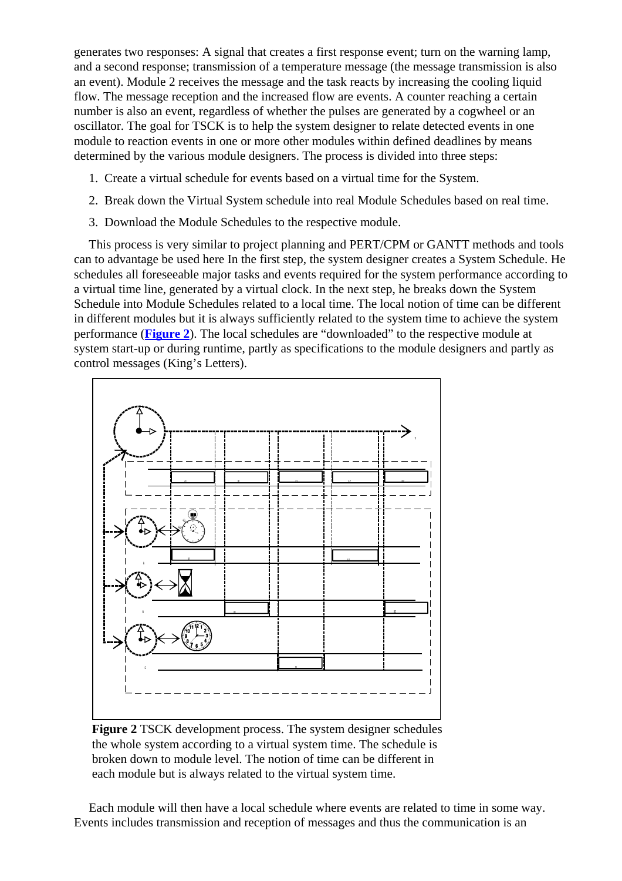generates two responses: A signal that creates a first response event; turn on the warning lamp, and a second response; transmission of a temperature message (the message transmission is also an event). Module 2 receives the message and the task reacts by increasing the cooling liquid flow. The message reception and the increased flow are events. A counter reaching a certain number is also an event, regardless of whether the pulses are generated by a cogwheel or an oscillator. The goal for TSCK is to help the system designer to relate detected events in one module to reaction events in one or more other modules within defined deadlines by means determined by the various module designers. The process is divided into three steps:

1. Create a virtual schedule for events based on a virtual time for the System.
2. Break down the Virtual System schedule into real Module Schedules based on real time.
3. Download the Module Schedules to the respective module.

This process is very similar to project planning and PERT/CPM or GANTT methods and tools can to advantage be used here In the first step, the system designer creates a System Schedule. He schedules all foreseeable major tasks and events required for the system performance according to a virtual time line, generated by a virtual clock. In the next step, he breaks down the System Schedule into Module Schedules related to a local time. The local notion of time can be different in different modules but it is always sufficiently related to the system time to achieve the system performance (**Figure 2**). The local schedules are “downloaded” to the respective module at system start-up or during runtime, partly as specifications to the module designers and partly as control messages (King’s Letters).

**Figure 2** TSCK development process. The system designer schedules the whole system according to a virtual system time. The schedule is broken down to module level. The notion of time can be different in each module but is always related to the virtual system time.

Each module will then have a local schedule where events are related to time in some way. Events includes transmission and reception of messages and thus the communication is an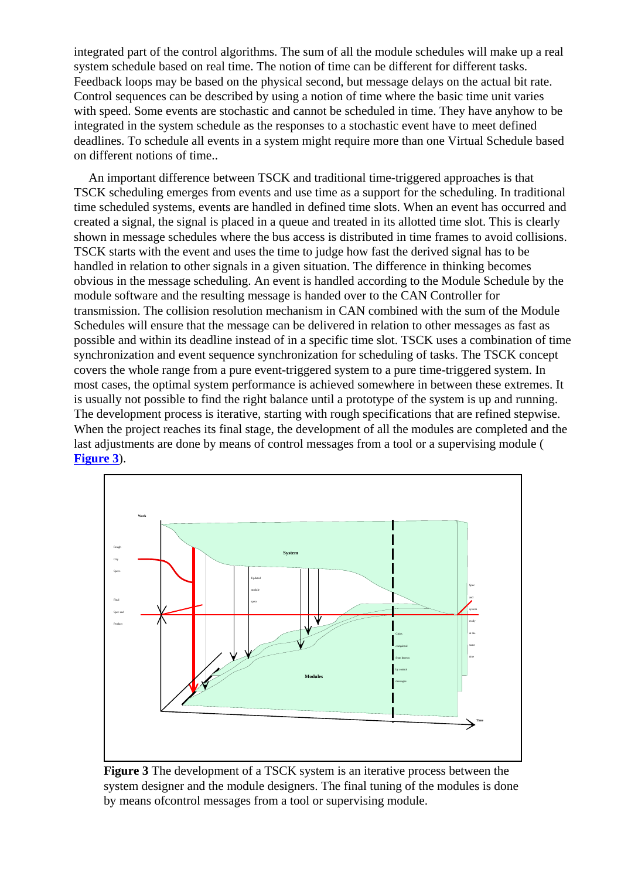integrated part of the control algorithms. The sum of all the module schedules will make up a real system schedule based on real time. The notion of time can be different for different tasks. Feedback loops may be based on the physical second, but message delays on the actual bit rate. Control sequences can be described by using a notion of time where the basic time unit varies with speed. Some events are stochastic and cannot be scheduled in time. They have anyhow to be integrated in the system schedule as the responses to a stochastic event have to meet defined deadlines. To schedule all events in a system might require more than one Virtual Schedule based on different notions of time..

An important difference between TSCK and traditional time-triggered approaches is that TSCK scheduling emerges from events and use time as a support for the scheduling. In traditional time scheduled systems, events are handled in defined time slots. When an event has occurred and created a signal, the signal is placed in a queue and treated in its allotted time slot. This is clearly shown in message schedules where the bus access is distributed in time frames to avoid collisions. TSCK starts with the event and uses the time to judge how fast the derived signal has to be handled in relation to other signals in a given situation. The difference in thinking becomes obvious in the message scheduling. An event is handled according to the Module Schedule by the module software and the resulting message is handed over to the CAN Controller for transmission. The collision resolution mechanism in CAN combined with the sum of the Module Schedules will ensure that the message can be delivered in relation to other messages as fast as possible and within its deadline instead of in a specific time slot. TSCK uses a combination of time synchronization and event sequence synchronization for scheduling of tasks. The TSCK concept covers the whole range from a pure event-triggered system to a pure time-triggered system. In most cases, the optimal system performance is achieved somewhere in between these extremes. It is usually not possible to find the right balance until a prototype of the system is up and running. The development process is iterative, starting with rough specifications that are refined stepwise. When the project reaches its final stage, the development of all the modules are completed and the last adjustments are done by means of control messages from a tool or a supervising module ( **Figure 3**).

**Figure 3** The development of a TSCK system is an iterative process between the system designer and the module designers. The final tuning of the modules is done by means ofcontrol messages from a tool or supervising module.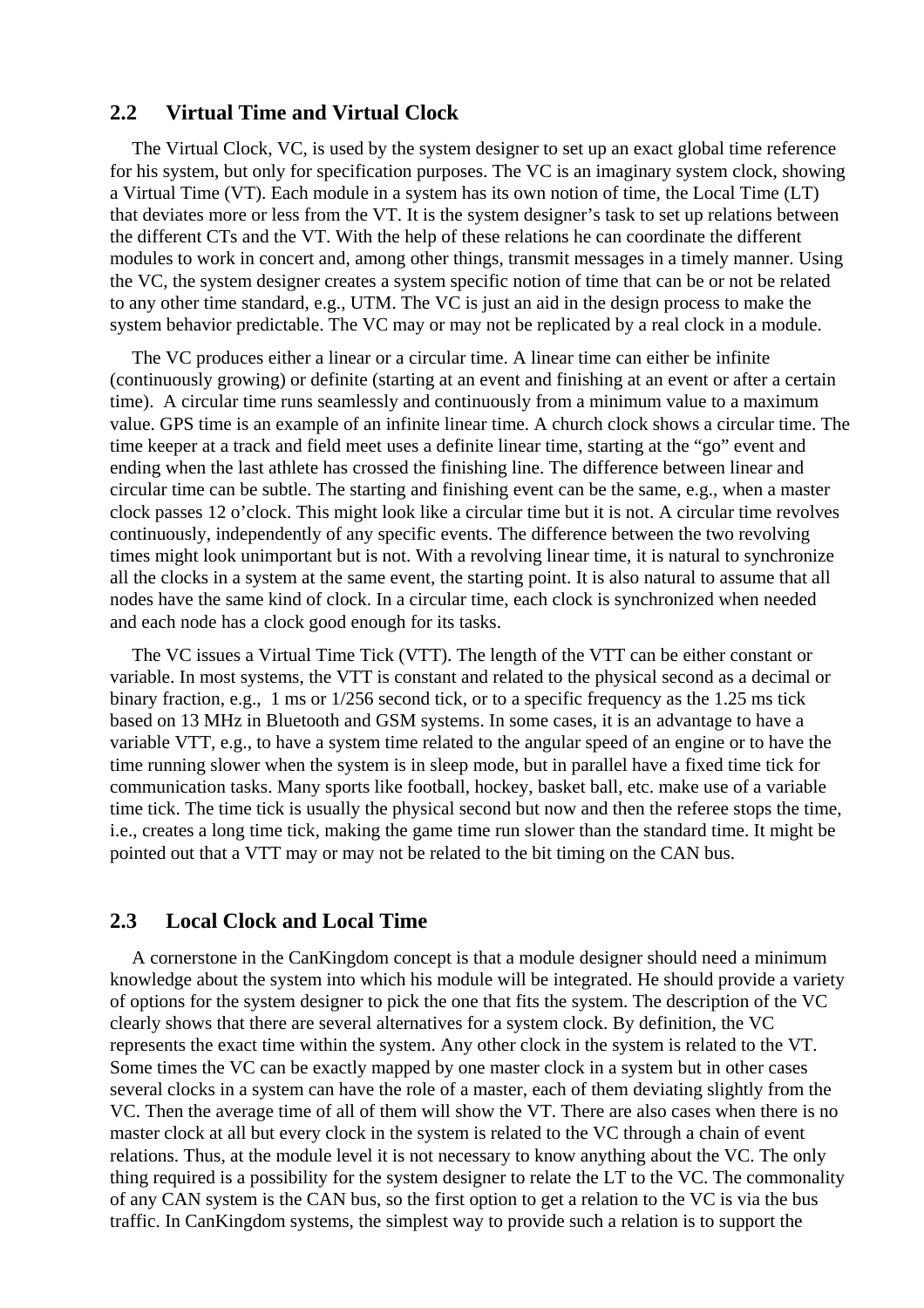## 2.2 Virtual Time and Virtual Clock

The Virtual Clock, VC, is used by the system designer to set up an exact global time reference for his system, but only for specification purposes. The VC is an imaginary system clock, showing a Virtual Time (VT). Each module in a system has its own notion of time, the Local Time (LT) that deviates more or less from the VT. It is the system designer's task to set up relations between the different CTs and the VT. With the help of these relations he can coordinate the different modules to work in concert and, among other things, transmit messages in a timely manner. Using the VC, the system designer creates a system specific notion of time that can be or not be related to any other time standard, e.g., UTM. The VC is just an aid in the design process to make the system behavior predictable. The VC may or may not be replicated by a real clock in a module.

The VC produces either a linear or a circular time. A linear time can either be infinite (continuously growing) or definite (starting at an event and finishing at an event or after a certain time). A circular time runs seamlessly and continuously from a minimum value to a maximum value. GPS time is an example of an infinite linear time. A church clock shows a circular time. The time keeper at a track and field meet uses a definite linear time, starting at the "go" event and ending when the last athlete has crossed the finishing line. The difference between linear and circular time can be subtle. The starting and finishing event can be the same, e.g., when a master clock passes 12 o'clock. This might look like a circular time but it is not. A circular time revolves continuously, independently of any specific events. The difference between the two revolving times might look unimportant but is not. With a revolving linear time, it is natural to synchronize all the clocks in a system at the same event, the starting point. It is also natural to assume that all nodes have the same kind of clock. In a circular time, each clock is synchronized when needed and each node has a clock good enough for its tasks.

The VC issues a Virtual Time Tick (VTT). The length of the VTT can be either constant or variable. In most systems, the VTT is constant and related to the physical second as a decimal or binary fraction, e.g., 1 ms or 1/256 second tick, or to a specific frequency as the 1.25 ms tick based on 13 MHz in Bluetooth and GSM systems. In some cases, it is an advantage to have a variable VTT, e.g., to have a system time related to the angular speed of an engine or to have the time running slower when the system is in sleep mode, but in parallel have a fixed time tick for communication tasks. Many sports like football, hockey, basket ball, etc. make use of a variable time tick. The time tick is usually the physical second but now and then the referee stops the time, i.e., creates a long time tick, making the game time run slower than the standard time. It might be pointed out that a VTT may or may not be related to the bit timing on the CAN bus.

## 2.3 Local Clock and Local Time

A cornerstone in the CanKingdom concept is that a module designer should need a minimum knowledge about the system into which his module will be integrated. He should provide a variety of options for the system designer to pick the one that fits the system. The description of the VC clearly shows that there are several alternatives for a system clock. By definition, the VC represents the exact time within the system. Any other clock in the system is related to the VT. Some times the VC can be exactly mapped by one master clock in a system but in other cases several clocks in a system can have the role of a master, each of them deviating slightly from the VC. Then the average time of all of them will show the VT. There are also cases when there is no master clock at all but every clock in the system is related to the VC through a chain of event relations. Thus, at the module level it is not necessary to know anything about the VC. The only thing required is a possibility for the system designer to relate the LT to the VC. The commonality of any CAN system is the CAN bus, so the first option to get a relation to the VC is via the bus traffic. In CanKingdom systems, the simplest way to provide such a relation is to support the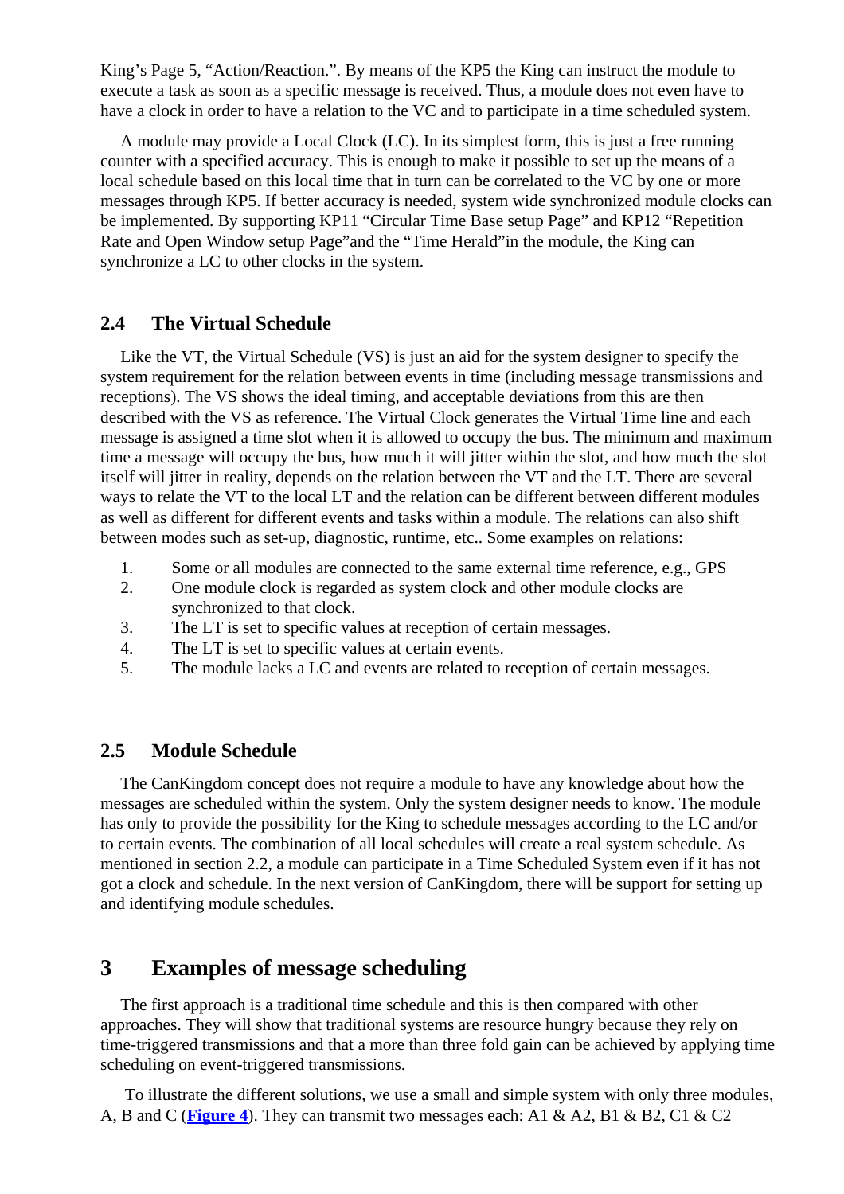King's Page 5, "Action/Reaction.". By means of the KP5 the King can instruct the module to execute a task as soon as a specific message is received. Thus, a module does not even have to have a clock in order to have a relation to the VC and to participate in a time scheduled system.

A module may provide a Local Clock (LC). In its simplest form, this is just a free running counter with a specified accuracy. This is enough to make it possible to set up the means of a local schedule based on this local time that in turn can be correlated to the VC by one or more messages through KP5. If better accuracy is needed, system wide synchronized module clocks can be implemented. By supporting KP11 "Circular Time Base setup Page" and KP12 "Repetition Rate and Open Window setup Page"and the "Time Herald"in the module, the King can synchronize a LC to other clocks in the system.

## 2.4 The Virtual Schedule

Like the VT, the Virtual Schedule (VS) is just an aid for the system designer to specify the system requirement for the relation between events in time (including message transmissions and receptions). The VS shows the ideal timing, and acceptable deviations from this are then described with the VS as reference. The Virtual Clock generates the Virtual Time line and each message is assigned a time slot when it is allowed to occupy the bus. The minimum and maximum time a message will occupy the bus, how much it will jitter within the slot, and how much the slot itself will jitter in reality, depends on the relation between the VT and the LT. There are several ways to relate the VT to the local LT and the relation can be different between different modules as well as different for different events and tasks within a module. The relations can also shift between modes such as set-up, diagnostic, runtime, etc.. Some examples on relations:

1. Some or all modules are connected to the same external time reference, e.g., GPS
2. One module clock is regarded as system clock and other module clocks are synchronized to that clock.
3. The LT is set to specific values at reception of certain messages.
4. The LT is set to specific values at certain events.
5. The module lacks a LC and events are related to reception of certain messages.

## 2.5 Module Schedule

The CanKingdom concept does not require a module to have any knowledge about how the messages are scheduled within the system. Only the system designer needs to know. The module has only to provide the possibility for the King to schedule messages according to the LC and/or to certain events. The combination of all local schedules will create a real system schedule. As mentioned in section 2.2, a module can participate in a Time Scheduled System even if it has not got a clock and schedule. In the next version of CanKingdom, there will be support for setting up and identifying module schedules.

# 3 Examples of message scheduling

The first approach is a traditional time schedule and this is then compared with other approaches. They will show that traditional systems are resource hungry because they rely on time-triggered transmissions and that a more than three fold gain can be achieved by applying time scheduling on event-triggered transmissions.

To illustrate the different solutions, we use a small and simple system with only three modules, A, B and C (**Figure 4**). They can transmit two messages each: A1 & A2, B1 & B2, C1 & C2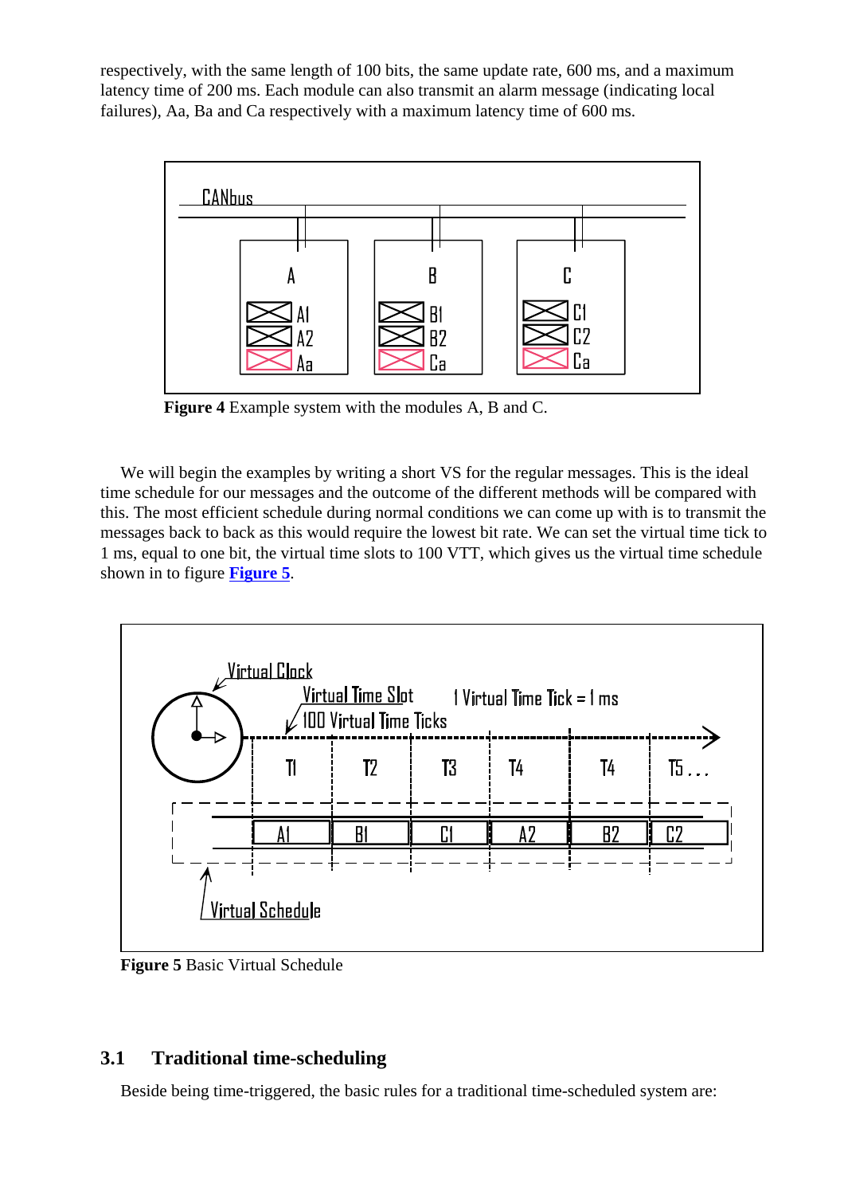respectively, with the same length of 100 bits, the same update rate, 600 ms, and a maximum latency time of 200 ms. Each module can also transmit an alarm message (indicating local failures), Aa, Ba and Ca respectively with a maximum latency time of 600 ms.

**Figure 4** Example system with the modules A, B and C.

We will begin the examples by writing a short VS for the regular messages. This is the ideal time schedule for our messages and the outcome of the different methods will be compared with this. The most efficient schedule during normal conditions we can come up with is to transmit the messages back to back as this would require the lowest bit rate. We can set the virtual time tick to 1 ms, equal to one bit, the virtual time slots to 100 VTT, which gives us the virtual time schedule shown in to figure **Figure 5**.

**Figure 5** Basic Virtual Schedule

## 3.1 Traditional time-scheduling

Beside being time-triggered, the basic rules for a traditional time-scheduled system are: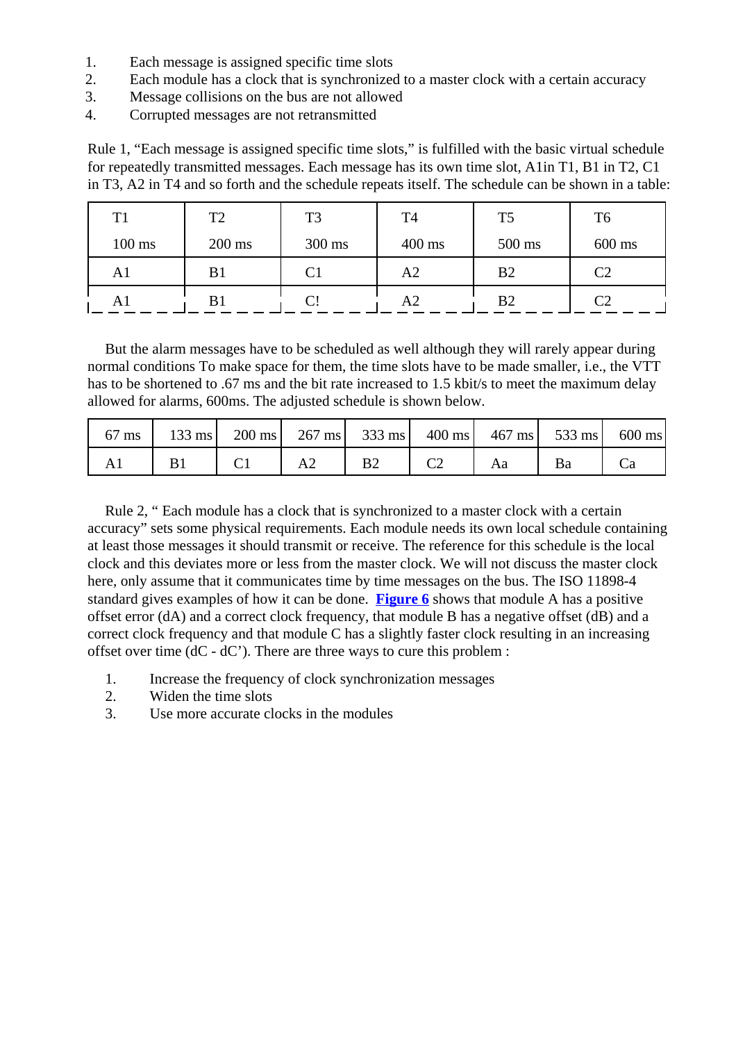1. Each message is assigned specific time slots
2. Each module has a clock that is synchronized to a master clock with a certain accuracy
3. Message collisions on the bus are not allowed
4. Corrupted messages are not retransmitted

Rule 1, "Each message is assigned specific time slots," is fulfilled with the basic virtual schedule for repeatedly transmitted messages. Each message has its own time slot, A1in T1, B1 in T2, C1 in T3, A2 in T4 and so forth and the schedule repeats itself. The schedule can be shown in a table:

| T1<br>100 ms | T2<br>200 ms | T3<br>300 ms | T4<br>400 ms | T5<br>500 ms | T6<br>600 ms |
|---|---|---|---|---|---|
| A1 | B1 | C1 | A2 | B2 | C2 |
| A1 | B1 | C! | A2 | B2 | C2 |

But the alarm messages have to be scheduled as well although they will rarely appear during normal conditions To make space for them, the time slots have to be made smaller, i.e., the VTT has to be shortened to .67 ms and the bit rate increased to 1.5 kbit/s to meet the maximum delay allowed for alarms, 600ms. The adjusted schedule is shown below.

| 67 ms | 133 ms | 200 ms | 267 ms | 333 ms | 400 ms | 467 ms | 533 ms | 600 ms |
|---|---|---|---|---|---|---|---|---|
| A1 | B1 | C1 | A2 | B2 | C2 | Aa | Ba | Ca |

Rule 2, " Each module has a clock that is synchronized to a master clock with a certain accuracy" sets some physical requirements. Each module needs its own local schedule containing at least those messages it should transmit or receive. The reference for this schedule is the local clock and this deviates more or less from the master clock. We will not discuss the master clock here, only assume that it communicates time by time messages on the bus. The ISO 11898-4 standard gives examples of how it can be done. **Figure 6** shows that module A has a positive offset error (dA) and a correct clock frequency, that module B has a negative offset (dB) and a correct clock frequency and that module C has a slightly faster clock resulting in an increasing offset over time (dC - dC'). There are three ways to cure this problem :

1. Increase the frequency of clock synchronization messages
2. Widen the time slots
3. Use more accurate clocks in the modules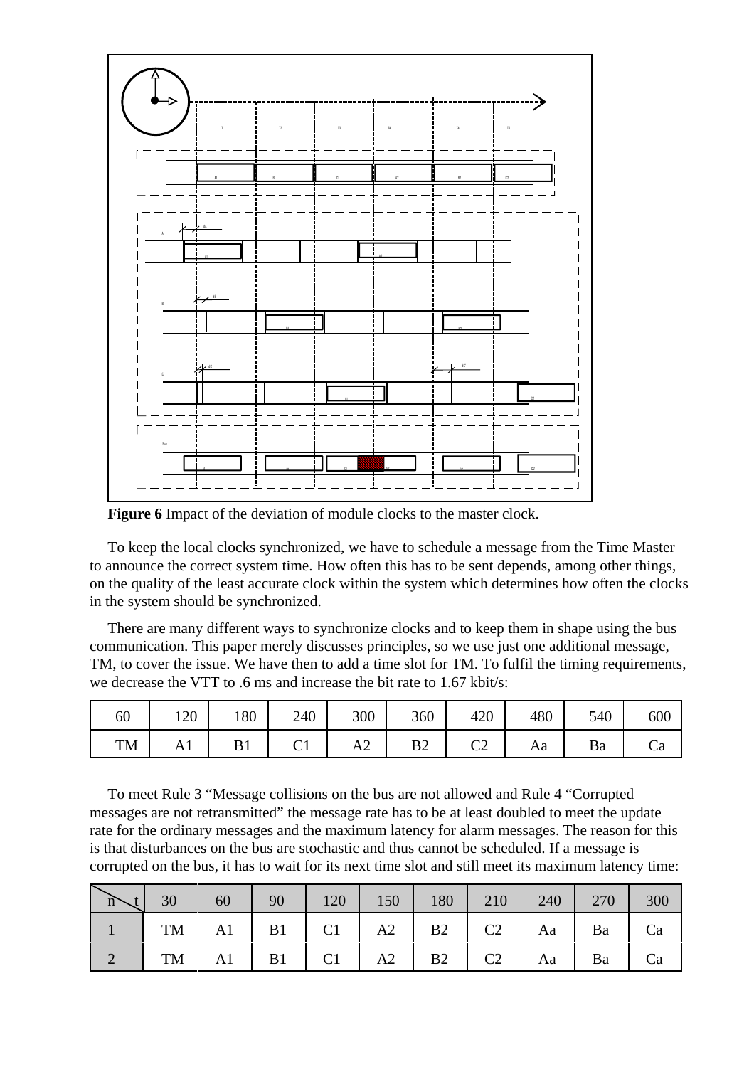**Figure 6** Impact of the deviation of module clocks to the master clock.

To keep the local clocks synchronized, we have to schedule a message from the Time Master to announce the correct system time. How often this has to be sent depends, among other things, on the quality of the least accurate clock within the system which determines how often the clocks in the system should be synchronized.

There are many different ways to synchronize clocks and to keep them in shape using the bus communication. This paper merely discusses principles, so we use just one additional message, TM, to cover the issue. We have then to add a time slot for TM. To fulfil the timing requirements, we decrease the VTT to .6 ms and increase the bit rate to 1.67 kbit/s:

| 60 | 120 | 180 | 240 | 300 | 360 | 420 | 480 | 540 | 600 |
|---|---|---|---|---|---|---|---|---|---|
| TM | A1 | B1 | C1 | A2 | B2 | C2 | Aa | Ba | Ca |

To meet Rule 3 "Message collisions on the bus are not allowed and Rule 4 "Corrupted messages are not retransmitted" the message rate has to be at least doubled to meet the update rate for the ordinary messages and the maximum latency for alarm messages. The reason for this is that disturbances on the bus are stochastic and thus cannot be scheduled. If a message is corrupted on the bus, it has to wait for its next time slot and still meet its maximum latency time:

| n \ t | 30 | 60 | 90 | 120 | 150 | 180 | 210 | 240 | 270 | 300 |
|---|---|---|---|---|---|---|---|---|---|---|
| 1 | TM | A1 | B1 | C1 | A2 | B2 | C2 | Aa | Ba | Ca |
| 2 | TM | A1 | B1 | C1 | A2 | B2 | C2 | Aa | Ba | Ca |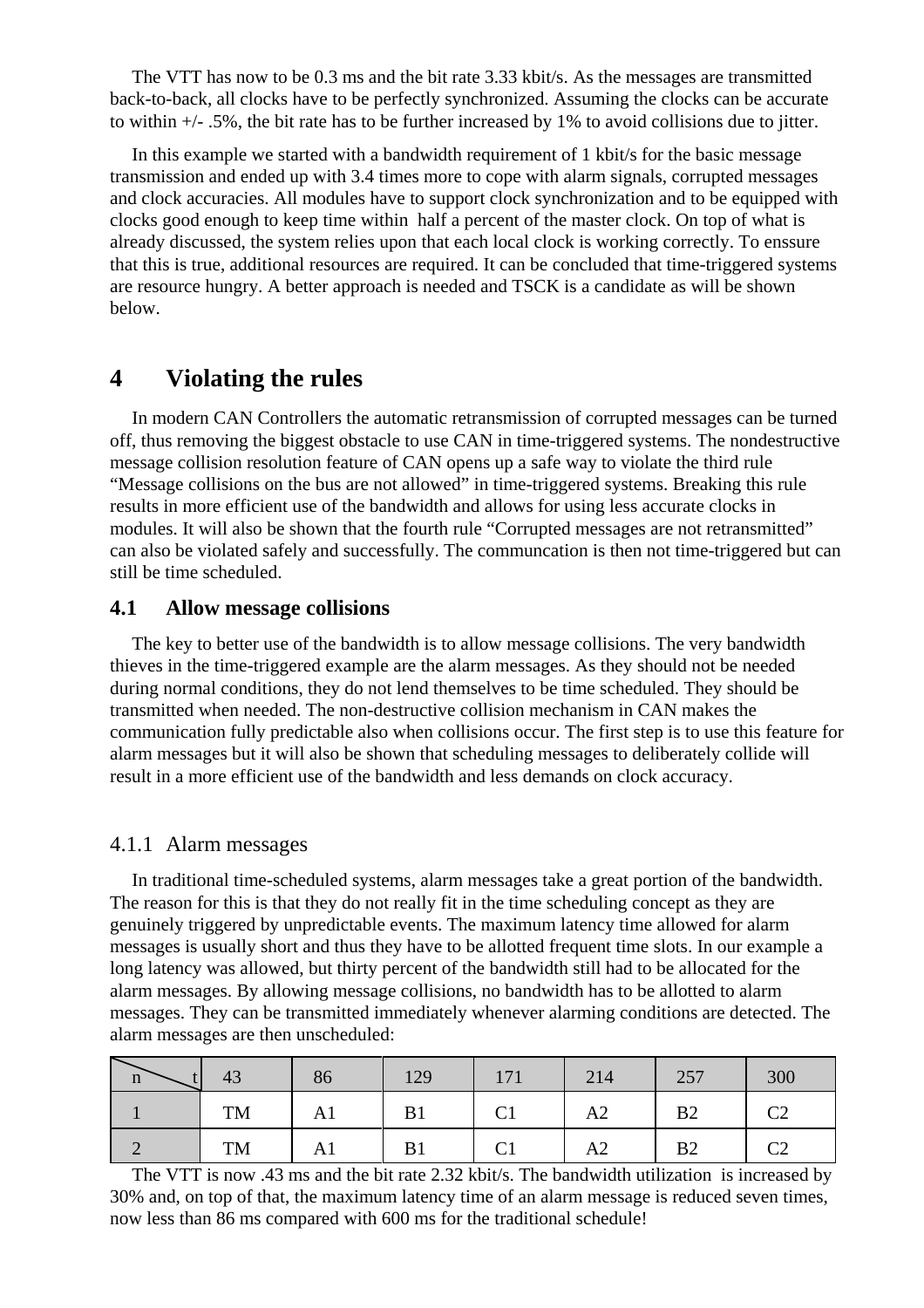The VTT has now to be 0.3 ms and the bit rate 3.33 kbit/s. As the messages are transmitted back-to-back, all clocks have to be perfectly synchronized. Assuming the clocks can be accurate to within +/- .5%, the bit rate has to be further increased by 1% to avoid collisions due to jitter.

In this example we started with a bandwidth requirement of 1 kbit/s for the basic message transmission and ended up with 3.4 times more to cope with alarm signals, corrupted messages and clock accuracies. All modules have to support clock synchronization and to be equipped with clocks good enough to keep time within half a percent of the master clock. On top of what is already discussed, the system relies upon that each local clock is working correctly. To enssure that this is true, additional resources are required. It can be concluded that time-triggered systems are resource hungry. A better approach is needed and TSCK is a candidate as will be shown below.

# 4 Violating the rules

In modern CAN Controllers the automatic retransmission of corrupted messages can be turned off, thus removing the biggest obstacle to use CAN in time-triggered systems. The nondestructive message collision resolution feature of CAN opens up a safe way to violate the third rule "Message collisions on the bus are not allowed" in time-triggered systems. Breaking this rule results in more efficient use of the bandwidth and allows for using less accurate clocks in modules. It will also be shown that the fourth rule "Corrupted messages are not retransmitted" can also be violated safely and successfully. The communcation is then not time-triggered but can still be time scheduled.

## 4.1 Allow message collisions

The key to better use of the bandwidth is to allow message collisions. The very bandwidth thieves in the time-triggered example are the alarm messages. As they should not be needed during normal conditions, they do not lend themselves to be time scheduled. They should be transmitted when needed. The non-destructive collision mechanism in CAN makes the communication fully predictable also when collisions occur. The first step is to use this feature for alarm messages but it will also be shown that scheduling messages to deliberately collide will result in a more efficient use of the bandwidth and less demands on clock accuracy.

### 4.1.1 Alarm messages

In traditional time-scheduled systems, alarm messages take a great portion of the bandwidth. The reason for this is that they do not really fit in the time scheduling concept as they are genuinely triggered by unpredictable events. The maximum latency time allowed for alarm messages is usually short and thus they have to be allotted frequent time slots. In our example a long latency was allowed, but thirty percent of the bandwidth still had to be allocated for the alarm messages. By allowing message collisions, no bandwidth has to be allotted to alarm messages. They can be transmitted immediately whenever alarming conditions are detected. The alarm messages are then unscheduled:

| n \ t | 43 | 86 | 129 | 171 | 214 | 257 | 300 |
|---|---|---|---|---|---|---|---|
| 1 | TM | A1 | B1 | C1 | A2 | B2 | C2 |
| 2 | TM | A1 | B1 | C1 | A2 | B2 | C2 |

The VTT is now .43 ms and the bit rate 2.32 kbit/s. The bandwidth utilization is increased by 30% and, on top of that, the maximum latency time of an alarm message is reduced seven times, now less than 86 ms compared with 600 ms for the traditional schedule!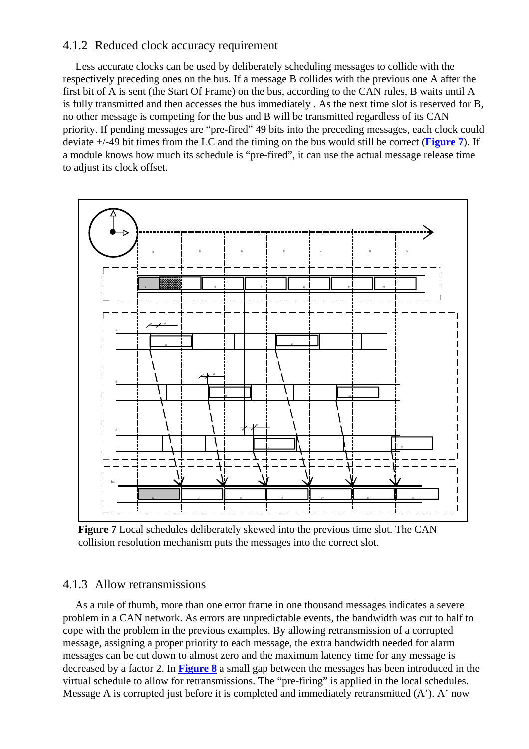### 4.1.2 Reduced clock accuracy requirement

Less accurate clocks can be used by deliberately scheduling messages to collide with the respectively preceding ones on the bus. If a message B collides with the previous one A after the first bit of A is sent (the Start Of Frame) on the bus, according to the CAN rules, B waits until A is fully transmitted and then accesses the bus immediately . As the next time slot is reserved for B, no other message is competing for the bus and B will be transmitted regardless of its CAN priority. If pending messages are "pre-fired" 49 bits into the preceding messages, each clock could deviate +/-49 bit times from the LC and the timing on the bus would still be correct (**Figure 7**). If a module knows how much its schedule is "pre-fired", it can use the actual message release time to adjust its clock offset.

**Figure 7** Local schedules deliberately skewed into the previous time slot. The CAN collision resolution mechanism puts the messages into the correct slot.

### 4.1.3 Allow retransmissions

As a rule of thumb, more than one error frame in one thousand messages indicates a severe problem in a CAN network. As errors are unpredictable events, the bandwidth was cut to half to cope with the problem in the previous examples. By allowing retransmission of a corrupted message, assigning a proper priority to each message, the extra bandwidth needed for alarm messages can be cut down to almost zero and the maximum latency time for any message is decreased by a factor 2. In **Figure 8** a small gap between the messages has been introduced in the virtual schedule to allow for retransmissions. The "pre-firing" is applied in the local schedules. Message A is corrupted just before it is completed and immediately retransmitted (A'). A' now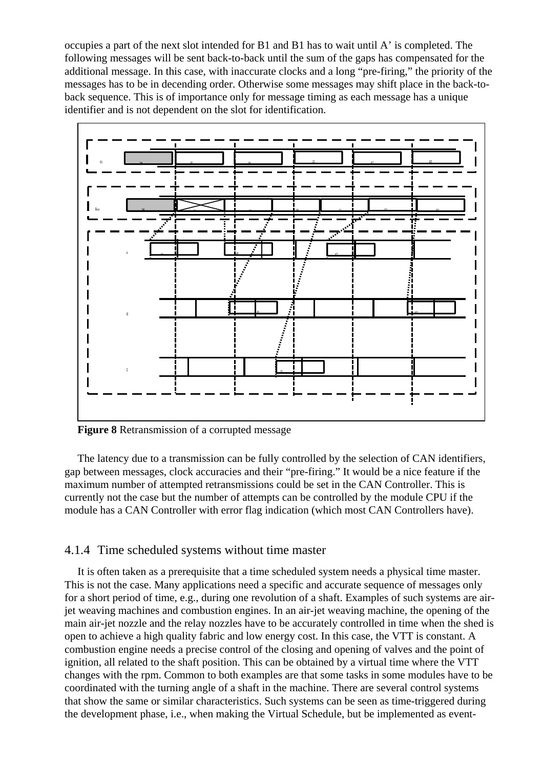occupies a part of the next slot intended for B1 and B1 has to wait until A' is completed. The following messages will be sent back-to-back until the sum of the gaps has compensated for the additional message. In this case, with inaccurate clocks and a long "pre-firing," the priority of the messages has to be in decending order. Otherwise some messages may shift place in the back-to-back sequence. This is of importance only for message timing as each message has a unique identifier and is not dependent on the slot for identification.

**Figure 8** Retransmission of a corrupted message

The latency due to a transmission can be fully controlled by the selection of CAN identifiers, gap between messages, clock accuracies and their "pre-firing." It would be a nice feature if the maximum number of attempted retransmissions could be set in the CAN Controller. This is currently not the case but the number of attempts can be controlled by the module CPU if the module has a CAN Controller with error flag indication (which most CAN Controllers have).

### 4.1.4 Time scheduled systems without time master

It is often taken as a prerequisite that a time scheduled system needs a physical time master. This is not the case. Many applications need a specific and accurate sequence of messages only for a short period of time, e.g., during one revolution of a shaft. Examples of such systems are air-jet weaving machines and combustion engines. In an air-jet weaving machine, the opening of the main air-jet nozzle and the relay nozzles have to be accurately controlled in time when the shed is open to achieve a high quality fabric and low energy cost. In this case, the VTT is constant. A combustion engine needs a precise control of the closing and opening of valves and the point of ignition, all related to the shaft position. This can be obtained by a virtual time where the VTT changes with the rpm. Common to both examples are that some tasks in some modules have to be coordinated with the turning angle of a shaft in the machine. There are several control systems that show the same or similar characteristics. Such systems can be seen as time-triggered during the development phase, i.e., when making the Virtual Schedule, but be implemented as event-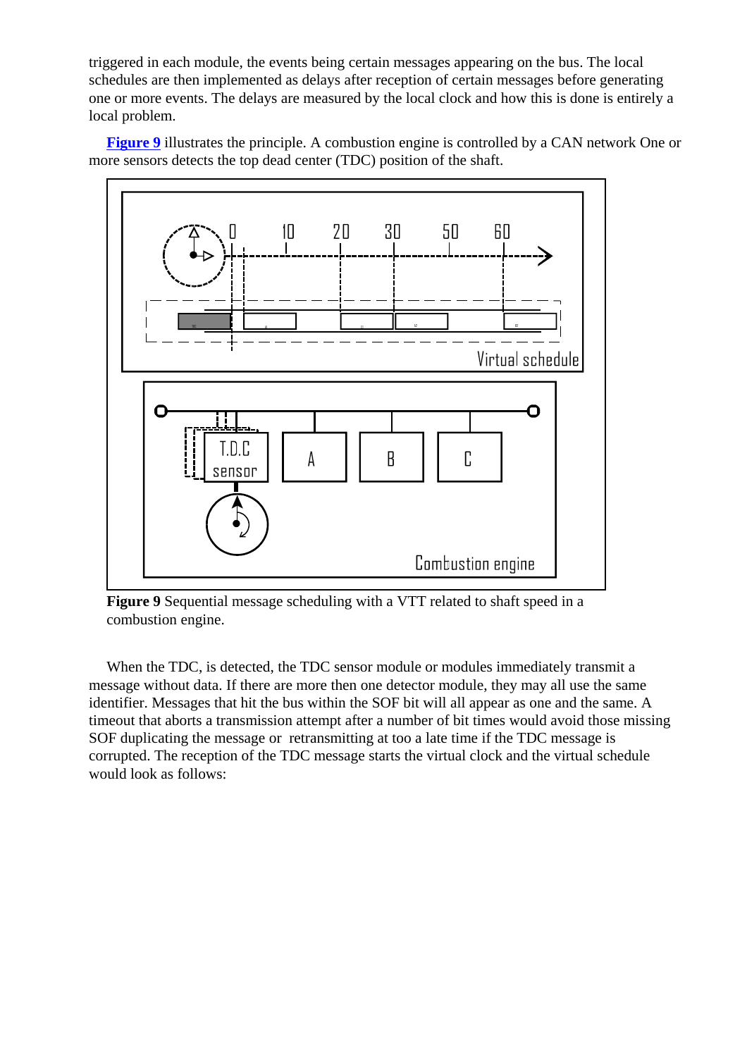triggered in each module, the events being certain messages appearing on the bus. The local schedules are then implemented as delays after reception of certain messages before generating one or more events. The delays are measured by the local clock and how this is done is entirely a local problem.

**Figure 9** illustrates the principle. A combustion engine is controlled by a CAN network One or more sensors detects the top dead center (TDC) position of the shaft.

**Figure 9** Sequential message scheduling with a VTT related to shaft speed in a combustion engine.

When the TDC, is detected, the TDC sensor module or modules immediately transmit a message without data. If there are more then one detector module, they may all use the same identifier. Messages that hit the bus within the SOF bit will all appear as one and the same. A timeout that aborts a transmission attempt after a number of bit times would avoid those missing SOF duplicating the message or retransmitting at too a late time if the TDC message is corrupted. The reception of the TDC message starts the virtual clock and the virtual schedule would look as follows: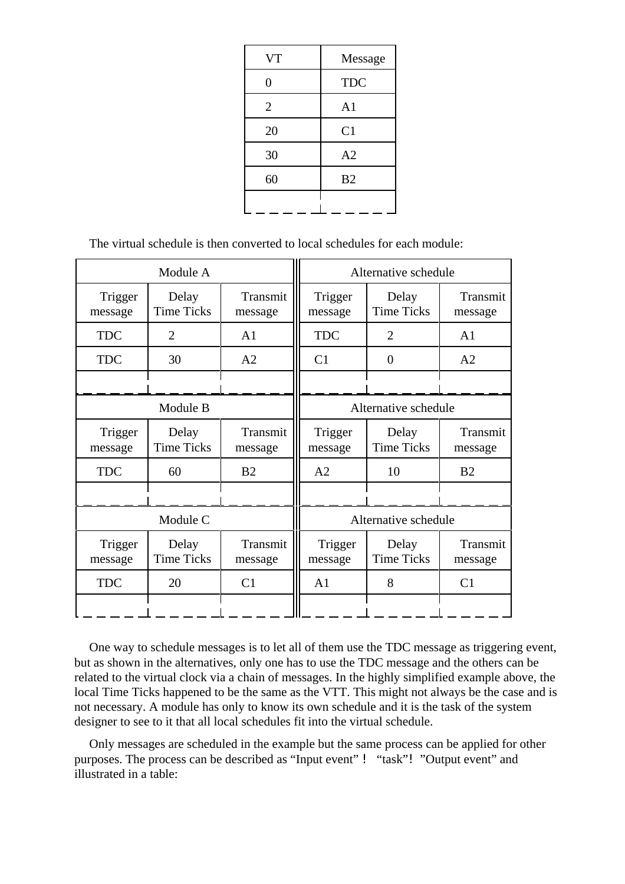| VT | Message |
|---|---|
| 0 | TDC |
| 2 | A1 |
| 20 | C1 |
| 30 | A2 |
| 60 | B2 |
| | |

The virtual schedule is then converted to local schedules for each module:

| Module A | | | Alternative schedule | | |
|---|---|---|---|---|---|
| Trigger message | Delay Time Ticks | Transmit message | Trigger message | Delay Time Ticks | Transmit message |
| TDC | 2 | A1 | TDC | 2 | A1 |
| TDC | 30 | A2 | C1 | 0 | A2 |
| | | | | | |
| **Module B** | | | **Alternative schedule** | | |
| Trigger message | Delay Time Ticks | Transmit message | Trigger message | Delay Time Ticks | Transmit message |
| TDC | 60 | B2 | A2 | 10 | B2 |
| | | | | | |
| **Module C** | | | **Alternative schedule** | | |
| Trigger message | Delay Time Ticks | Transmit message | Trigger message | Delay Time Ticks | Transmit message |
| TDC | 20 | C1 | A1 | 8 | C1 |
| | | | | | |

One way to schedule messages is to let all of them use the TDC message as triggering event, but as shown in the alternatives, only one has to use the TDC message and the others can be related to the virtual clock via a chain of messages. In the highly simplified example above, the local Time Ticks happened to be the same as the VTT. This might not always be the case and is not necessary. A module has only to know its own schedule and it is the task of the system designer to see to it that all local schedules fit into the virtual schedule.

Only messages are scheduled in the example but the same process can be applied for other purposes. The process can be described as "Input event" ! "task"! "Output event" and illustrated in a table: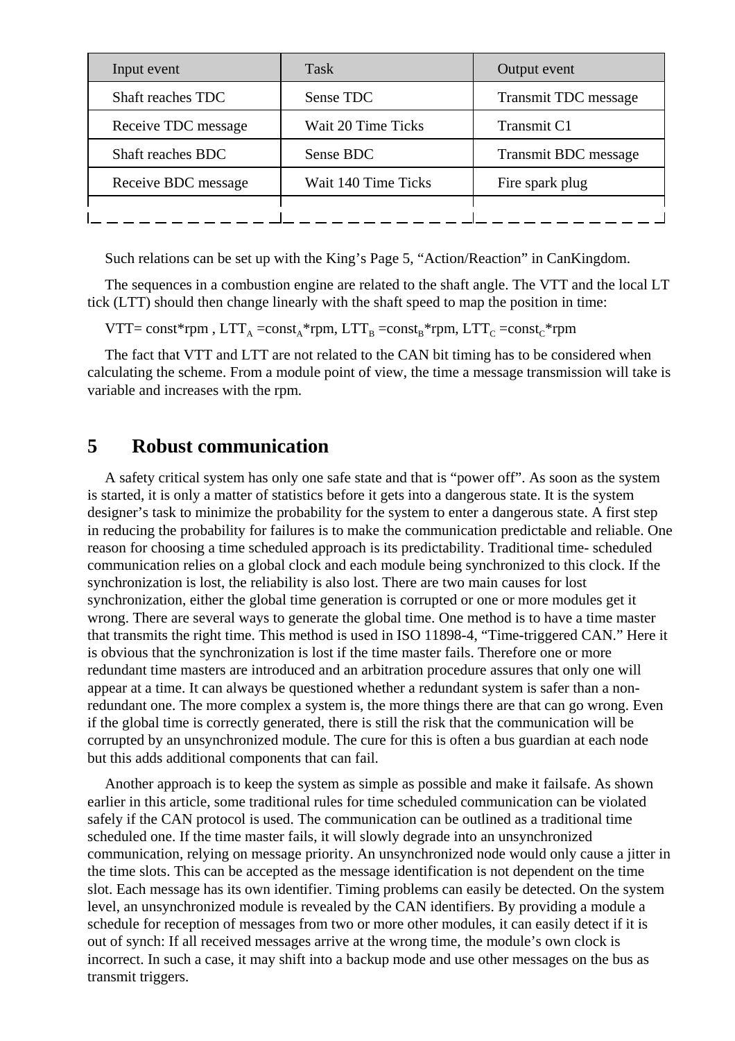| Input event | Task | Output event |
| --- | --- | --- |
| Shaft reaches TDC | Sense TDC | Transmit TDC message |
| Receive TDC message | Wait 20 Time Ticks | Transmit C1 |
| Shaft reaches BDC | Sense BDC | Transmit BDC message |
| Receive BDC message | Wait 140 Time Ticks | Fire spark plug |
| | | |

Such relations can be set up with the King's Page 5, "Action/Reaction" in CanKingdom.

The sequences in a combustion engine are related to the shaft angle. The VTT and the local LT tick (LTT) should then change linearly with the shaft speed to map the position in time:

VTT= const*rpm , $LTT_A$ =$const_A$*rpm, $LTT_B$ =$const_B$*rpm, $LTT_C$ =$const_C$*rpm

The fact that VTT and LTT are not related to the CAN bit timing has to be considered when calculating the scheme. From a module point of view, the time a message transmission will take is variable and increases with the rpm.

## 5 Robust communication

A safety critical system has only one safe state and that is "power off". As soon as the system is started, it is only a matter of statistics before it gets into a dangerous state. It is the system designer's task to minimize the probability for the system to enter a dangerous state. A first step in reducing the probability for failures is to make the communication predictable and reliable. One reason for choosing a time scheduled approach is its predictability. Traditional time- scheduled communication relies on a global clock and each module being synchronized to this clock. If the synchronization is lost, the reliability is also lost. There are two main causes for lost synchronization, either the global time generation is corrupted or one or more modules get it wrong. There are several ways to generate the global time. One method is to have a time master that transmits the right time. This method is used in ISO 11898-4, "Time-triggered CAN." Here it is obvious that the synchronization is lost if the time master fails. Therefore one or more redundant time masters are introduced and an arbitration procedure assures that only one will appear at a time. It can always be questioned whether a redundant system is safer than a non-redundant one. The more complex a system is, the more things there are that can go wrong. Even if the global time is correctly generated, there is still the risk that the communication will be corrupted by an unsynchronized module. The cure for this is often a bus guardian at each node but this adds additional components that can fail.

Another approach is to keep the system as simple as possible and make it failsafe. As shown earlier in this article, some traditional rules for time scheduled communication can be violated safely if the CAN protocol is used. The communication can be outlined as a traditional time scheduled one. If the time master fails, it will slowly degrade into an unsynchronized communication, relying on message priority. An unsynchronized node would only cause a jitter in the time slots. This can be accepted as the message identification is not dependent on the time slot. Each message has its own identifier. Timing problems can easily be detected. On the system level, an unsynchronized module is revealed by the CAN identifiers. By providing a module a schedule for reception of messages from two or more other modules, it can easily detect if it is out of synch: If all received messages arrive at the wrong time, the module's own clock is incorrect. In such a case, it may shift into a backup mode and use other messages on the bus as transmit triggers.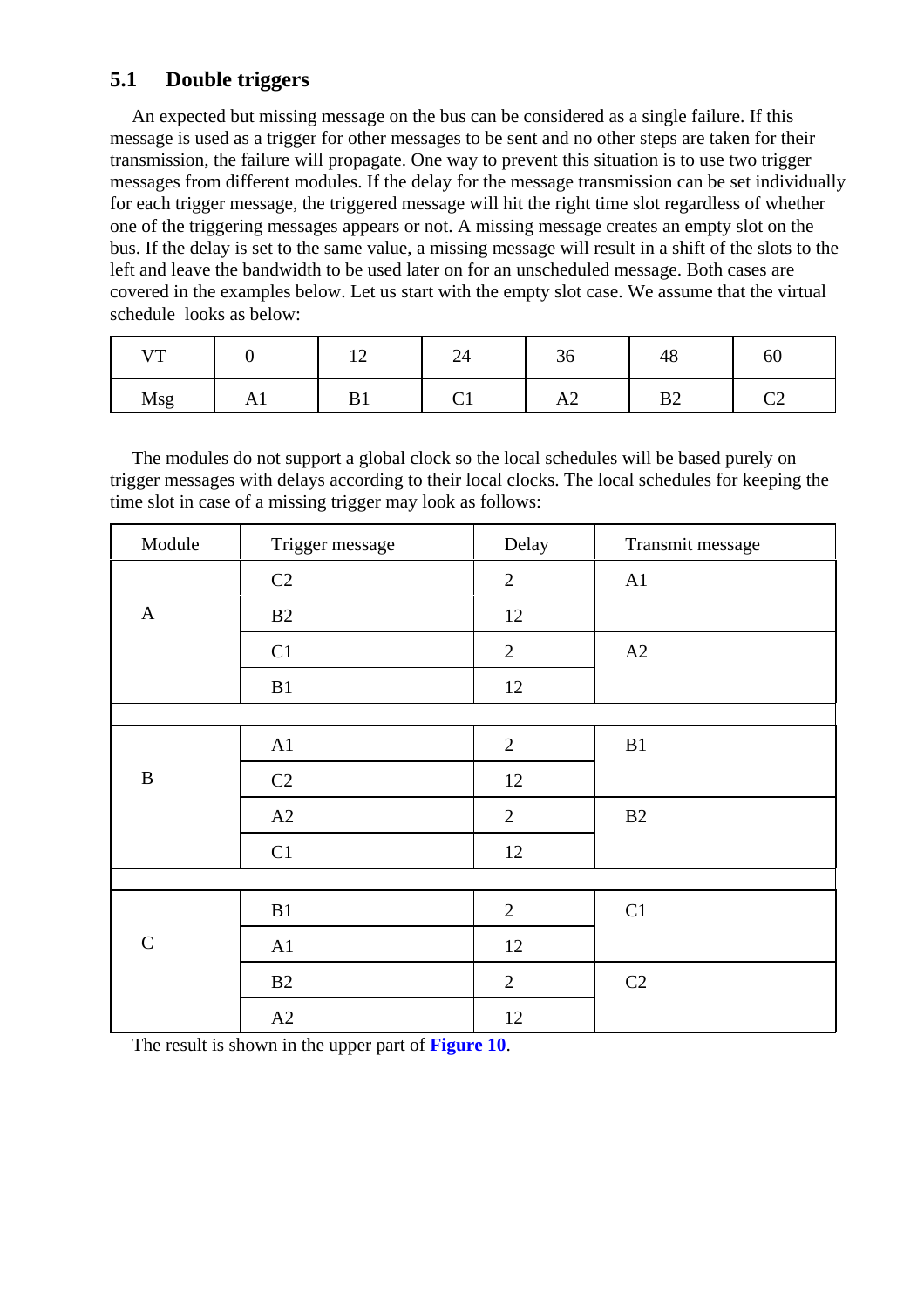## 5.1 Double triggers

An expected but missing message on the bus can be considered as a single failure. If this message is used as a trigger for other messages to be sent and no other steps are taken for their transmission, the failure will propagate. One way to prevent this situation is to use two trigger messages from different modules. If the delay for the message transmission can be set individually for each trigger message, the triggered message will hit the right time slot regardless of whether one of the triggering messages appears or not. A missing message creates an empty slot on the bus. If the delay is set to the same value, a missing message will result in a shift of the slots to the left and leave the bandwidth to be used later on for an unscheduled message. Both cases are covered in the examples below. Let us start with the empty slot case. We assume that the virtual schedule looks as below:

| VT | 0 | 12 | 24 | 36 | 48 | 60 |
|---|---|---|---|---|---|---|
| Msg | A1 | B1 | C1 | A2 | B2 | C2 |

The modules do not support a global clock so the local schedules will be based purely on trigger messages with delays according to their local clocks. The local schedules for keeping the time slot in case of a missing trigger may look as follows:

| Module | Trigger message | Delay | Transmit message |
|---|---|---|---|
| A | C2 | 2 | A1 |
| | B2 | 12 | |
| | C1 | 2 | A2 |
| | B1 | 12 | |
| B | A1 | 2 | B1 |
| | C2 | 12 | |
| | A2 | 2 | B2 |
| | C1 | 12 | |
| C | B1 | 2 | C1 |
| | A1 | 12 | |
| | B2 | 2 | C2 |
| | A2 | 12 | |

The result is shown in the upper part of **Figure 10**.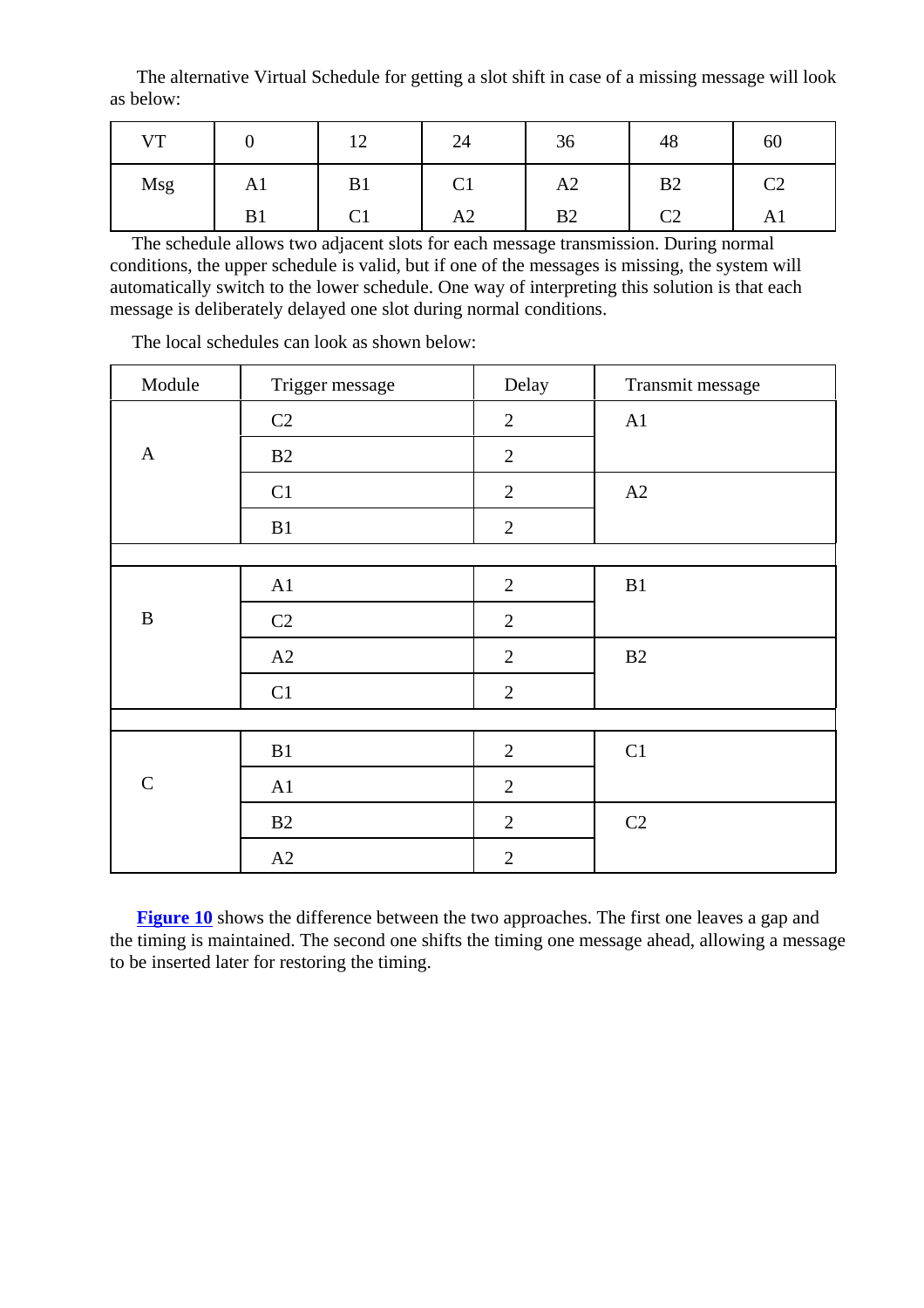The alternative Virtual Schedule for getting a slot shift in case of a missing message will look as below:

| VT | 0 | 12 | 24 | 36 | 48 | 60 |
|---|---|---|---|---|---|---|
| Msg | A1<br>B1 | B1<br>C1 | C1<br>A2 | A2<br>B2 | B2<br>C2 | C2<br>A1 |

The schedule allows two adjacent slots for each message transmission. During normal conditions, the upper schedule is valid, but if one of the messages is missing, the system will automatically switch to the lower schedule. One way of interpreting this solution is that each message is deliberately delayed one slot during normal conditions.

The local schedules can look as shown below:

| Module | Trigger message | Delay | Transmit message |
|---|---|---|---|
| A | C2 | 2 | A1 |
| | B2 | 2 | |
| | C1 | 2 | A2 |
| | B1 | 2 | |
| | | | |
| B | A1 | 2 | B1 |
| | C2 | 2 | |
| | A2 | 2 | B2 |
| | C1 | 2 | |
| | | | |
| C | B1 | 2 | C1 |
| | A1 | 2 | |
| | B2 | 2 | C2 |
| | A2 | 2 | |

**Figure 10** shows the difference between the two approaches. The first one leaves a gap and the timing is maintained. The second one shifts the timing one message ahead, allowing a message to be inserted later for restoring the timing.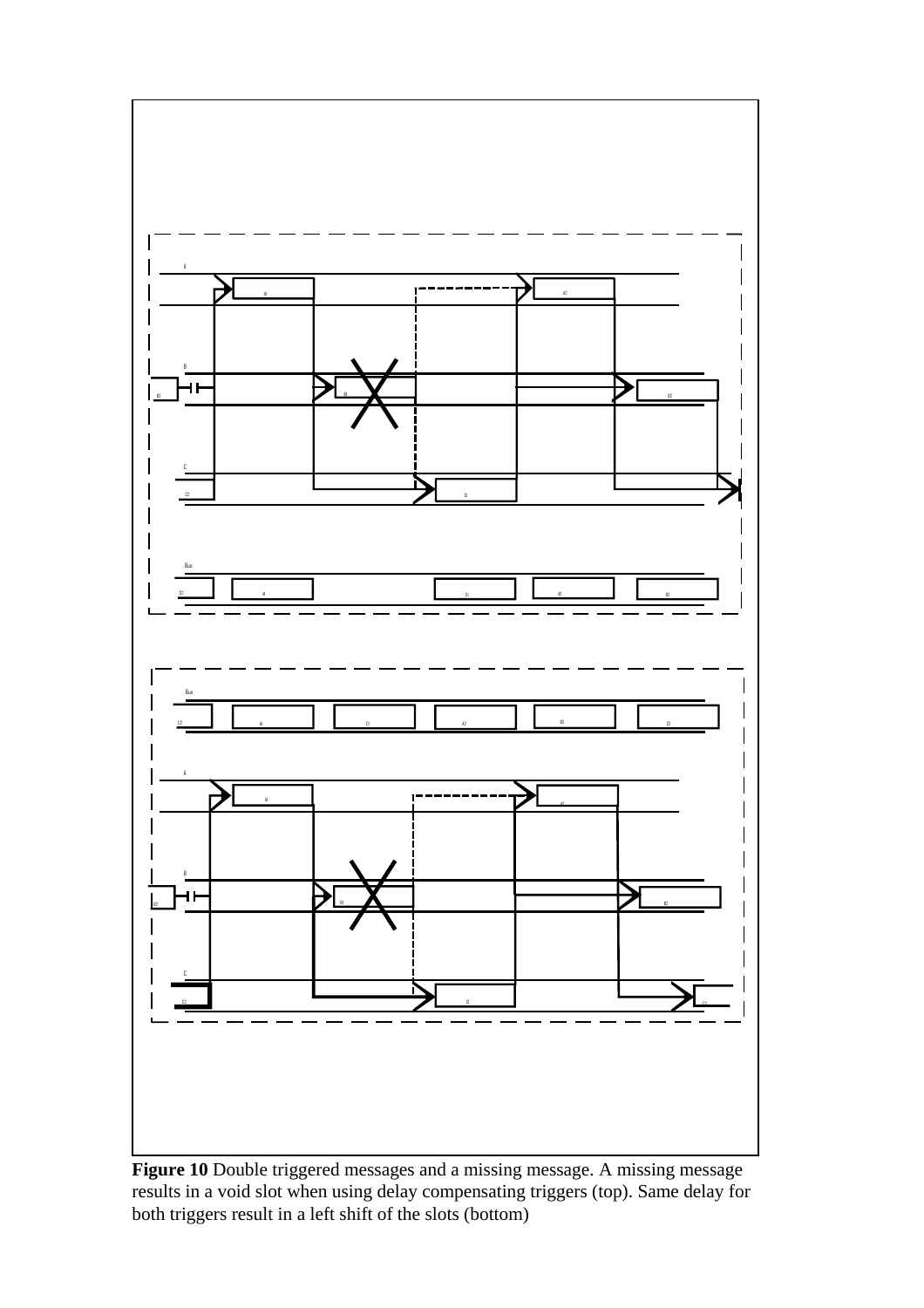**Figure 10** Double triggered messages and a missing message. A missing message results in a void slot when using delay compensating triggers (top). Same delay for both triggers result in a left shift of the slots (bottom)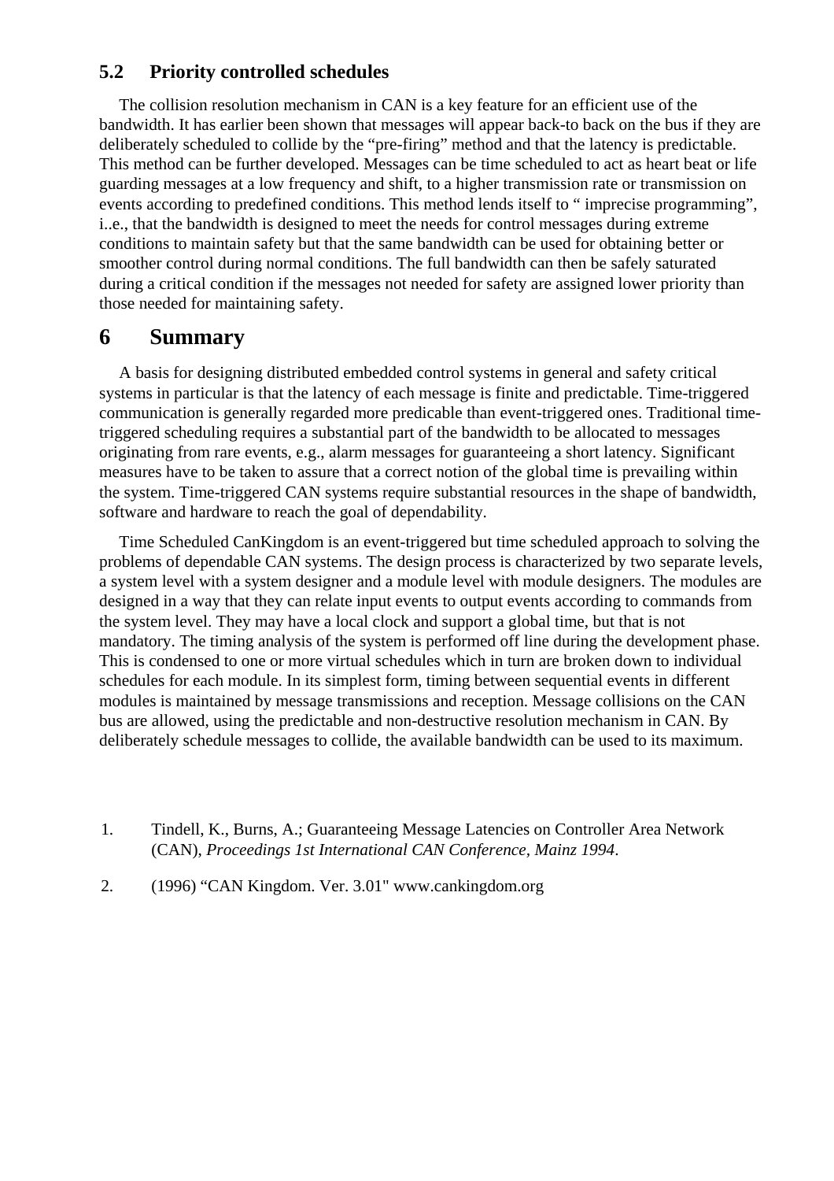## 5.2 Priority controlled schedules

The collision resolution mechanism in CAN is a key feature for an efficient use of the bandwidth. It has earlier been shown that messages will appear back-to back on the bus if they are deliberately scheduled to collide by the “pre-firing” method and that the latency is predictable. This method can be further developed. Messages can be time scheduled to act as heart beat or life guarding messages at a low frequency and shift, to a higher transmission rate or transmission on events according to predefined conditions. This method lends itself to “ imprecise programming”, i..e., that the bandwidth is designed to meet the needs for control messages during extreme conditions to maintain safety but that the same bandwidth can be used for obtaining better or smoother control during normal conditions. The full bandwidth can then be safely saturated during a critical condition if the messages not needed for safety are assigned lower priority than those needed for maintaining safety.

# 6 Summary

A basis for designing distributed embedded control systems in general and safety critical systems in particular is that the latency of each message is finite and predictable. Time-triggered communication is generally regarded more predicable than event-triggered ones. Traditional time-triggered scheduling requires a substantial part of the bandwidth to be allocated to messages originating from rare events, e.g., alarm messages for guaranteeing a short latency. Significant measures have to be taken to assure that a correct notion of the global time is prevailing within the system. Time-triggered CAN systems require substantial resources in the shape of bandwidth, software and hardware to reach the goal of dependability.

Time Scheduled CanKingdom is an event-triggered but time scheduled approach to solving the problems of dependable CAN systems. The design process is characterized by two separate levels, a system level with a system designer and a module level with module designers. The modules are designed in a way that they can relate input events to output events according to commands from the system level. They may have a local clock and support a global time, but that is not mandatory. The timing analysis of the system is performed off line during the development phase. This is condensed to one or more virtual schedules which in turn are broken down to individual schedules for each module. In its simplest form, timing between sequential events in different modules is maintained by message transmissions and reception. Message collisions on the CAN bus are allowed, using the predictable and non-destructive resolution mechanism in CAN. By deliberately schedule messages to collide, the available bandwidth can be used to its maximum.

1. Tindell, K., Burns, A.; Guaranteeing Message Latencies on Controller Area Network (CAN), *Proceedings 1st International CAN Conference, Mainz 1994*.

2. (1996) “CAN Kingdom. Ver. 3.01" www.cankingdom.org